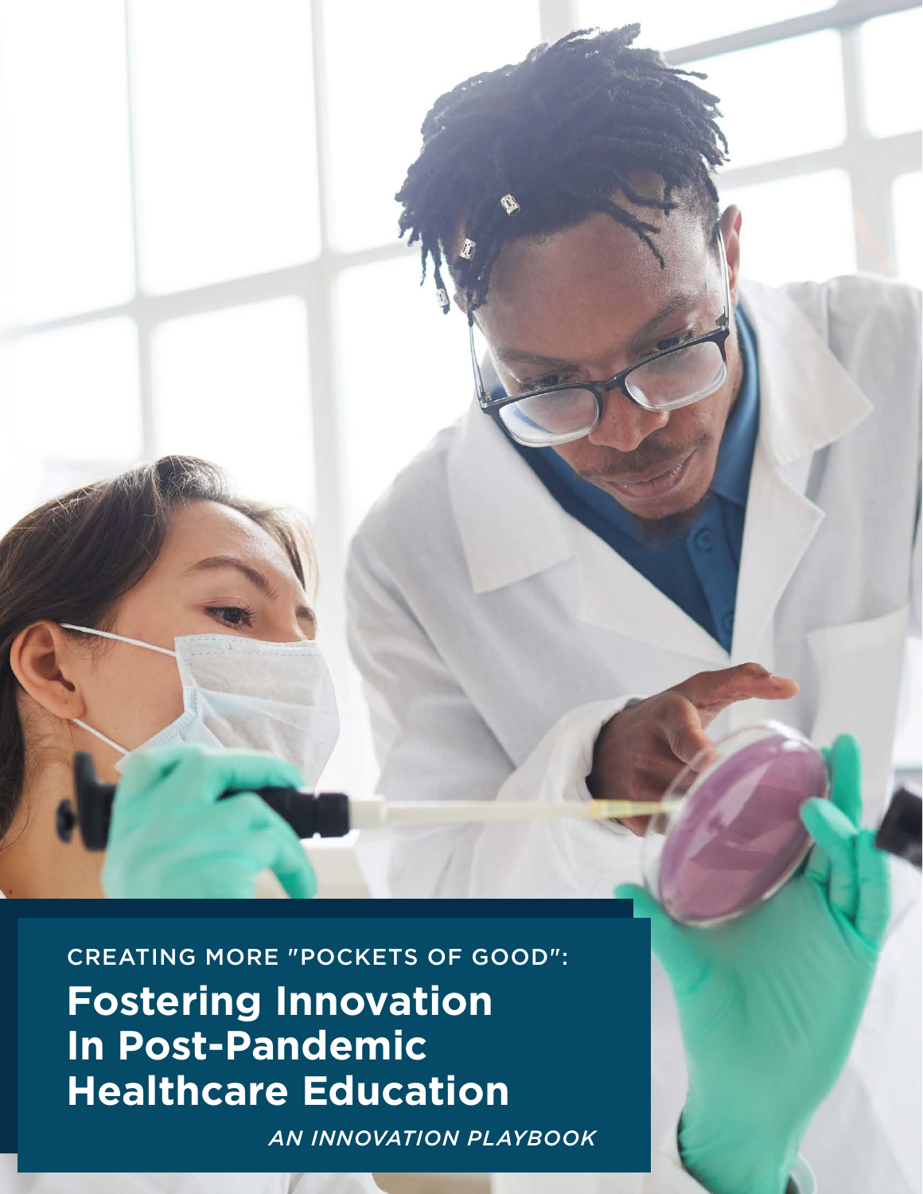CREATING MORE "POCKETS OF GOOD":

# Fostering Innovation In Post-Pandemic Healthcare Education

*AN INNOVATION PLAYBOOK*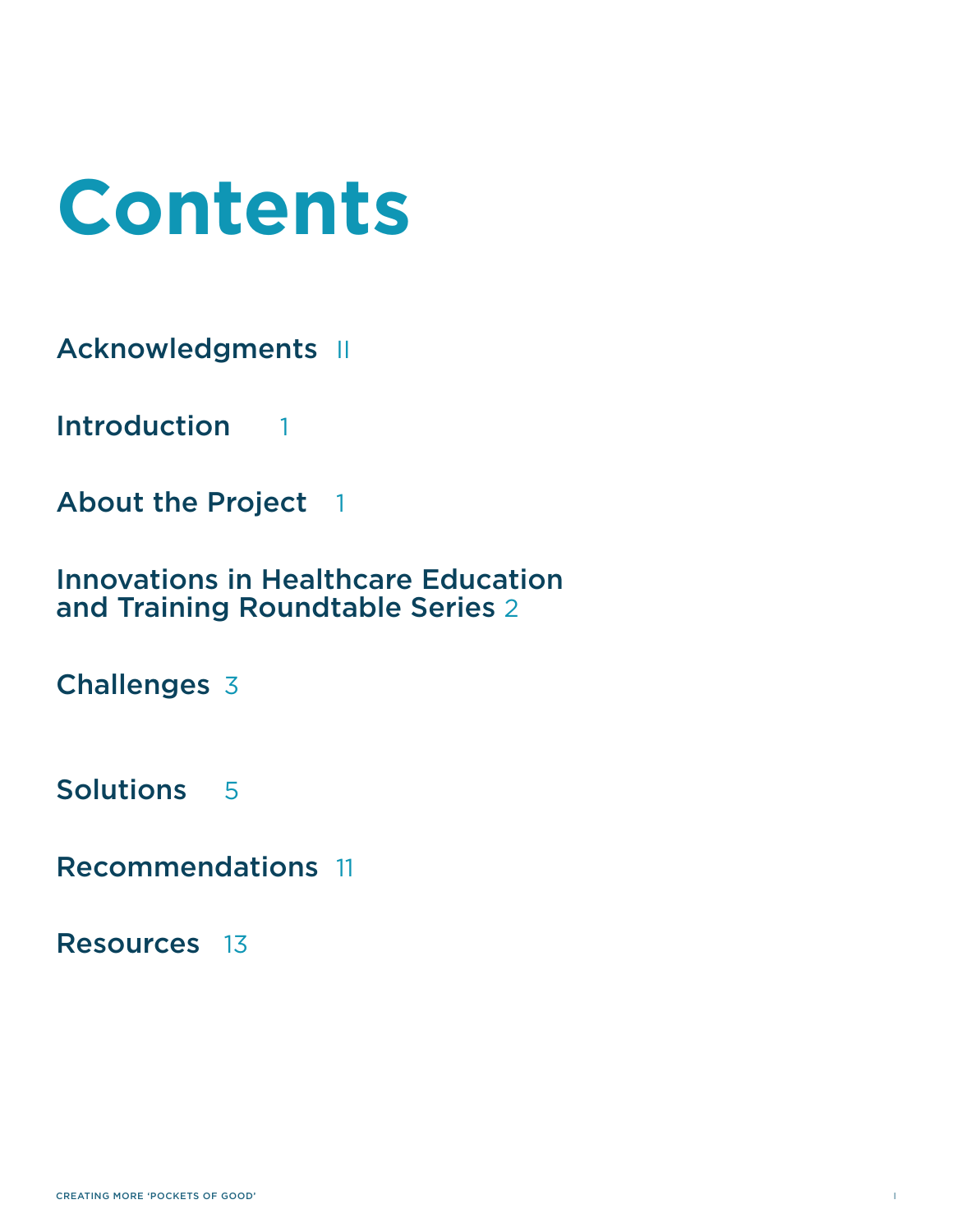# Contents

Acknowledgments II

Introduction 1

About the Project 1

Innovations in Healthcare Education and Training Roundtable Series 2

Challenges 3

Solutions 5

Recommendations 11

Resources 13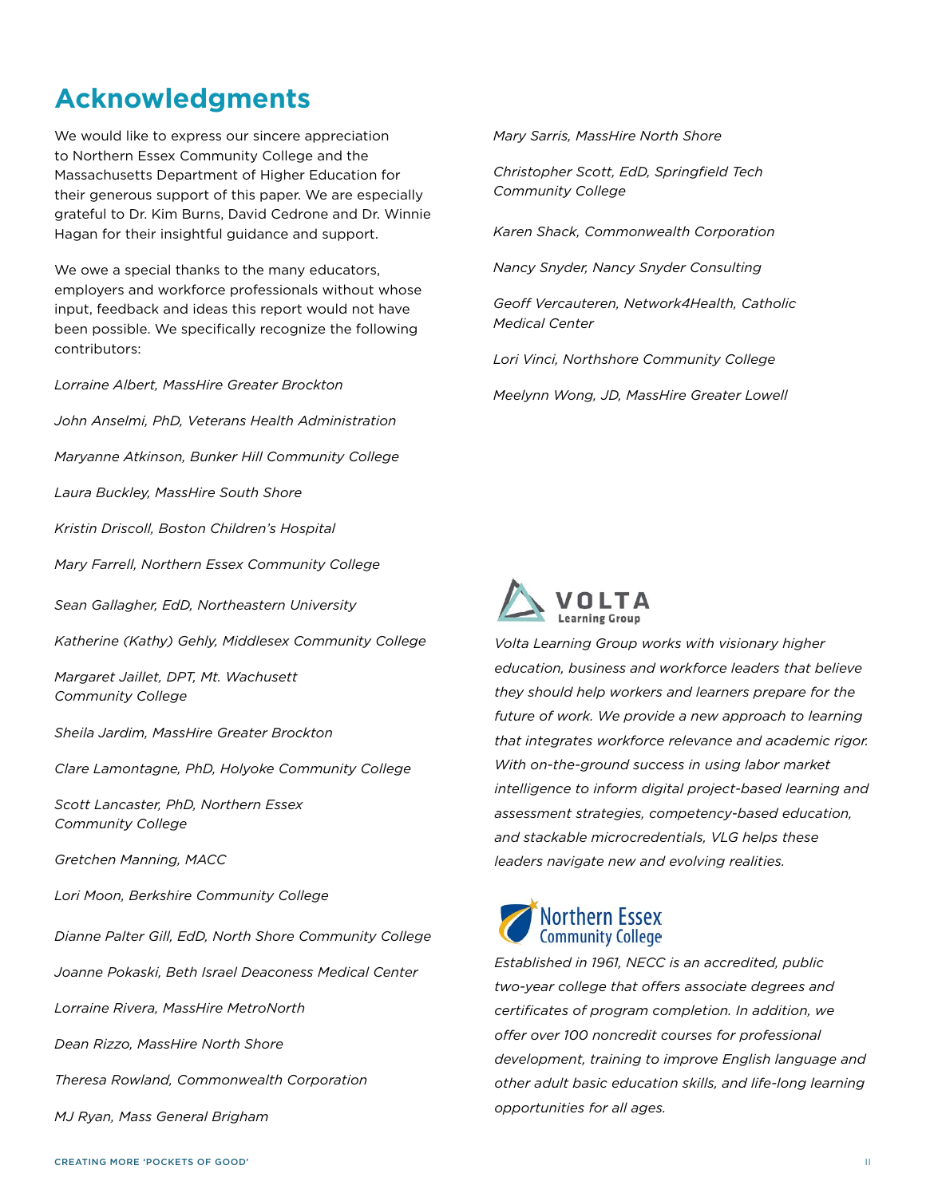# Acknowledgments

We would like to express our sincere appreciation to Northern Essex Community College and the Massachusetts Department of Higher Education for their generous support of this paper. We are especially grateful to Dr. Kim Burns, David Cedrone and Dr. Winnie Hagan for their insightful guidance and support.

We owe a special thanks to the many educators, employers and workforce professionals without whose input, feedback and ideas this report would not have been possible. We specifically recognize the following contributors:

*Lorraine Albert, MassHire Greater Brockton*

*John Anselmi, PhD, Veterans Health Administration*

*Maryanne Atkinson, Bunker Hill Community College*

*Laura Buckley, MassHire South Shore*

*Kristin Driscoll, Boston Children's Hospital*

*Mary Farrell, Northern Essex Community College*

*Sean Gallagher, EdD, Northeastern University*

*Katherine (Kathy) Gehly, Middlesex Community College*

*Margaret Jaillet, DPT, Mt. Wachusett Community College*

*Sheila Jardim, MassHire Greater Brockton*

*Clare Lamontagne, PhD, Holyoke Community College*

*Scott Lancaster, PhD, Northern Essex Community College*

*Gretchen Manning, MACC*

*Lori Moon, Berkshire Community College*

*Dianne Palter Gill, EdD, North Shore Community College*

*Joanne Pokaski, Beth Israel Deaconess Medical Center*

*Lorraine Rivera, MassHire MetroNorth*

*Dean Rizzo, MassHire North Shore*

*Theresa Rowland, Commonwealth Corporation*

*MJ Ryan, Mass General Brigham*

*Mary Sarris, MassHire North Shore*

*Christopher Scott, EdD, Springfield Tech Community College*

*Karen Shack, Commonwealth Corporation*

*Nancy Snyder, Nancy Snyder Consulting*

*Geoff Vercauteren, Network4Health, Catholic Medical Center*

*Lori Vinci, Northshore Community College*

*Meelynn Wong, JD, MassHire Greater Lowell*

VOLTA Learning Group

*Volta Learning Group works with visionary higher education, business and workforce leaders that believe they should help workers and learners prepare for the future of work. We provide a new approach to learning that integrates workforce relevance and academic rigor. With on-the-ground success in using labor market intelligence to inform digital project-based learning and assessment strategies, competency-based education, and stackable microcredentials, VLG helps these leaders navigate new and evolving realities.*

Northern Essex Community College

*Established in 1961, NECC is an accredited, public two-year college that offers associate degrees and certificates of program completion. In addition, we offer over 100 noncredit courses for professional development, training to improve English language and other adult basic education skills, and life-long learning opportunities for all ages.*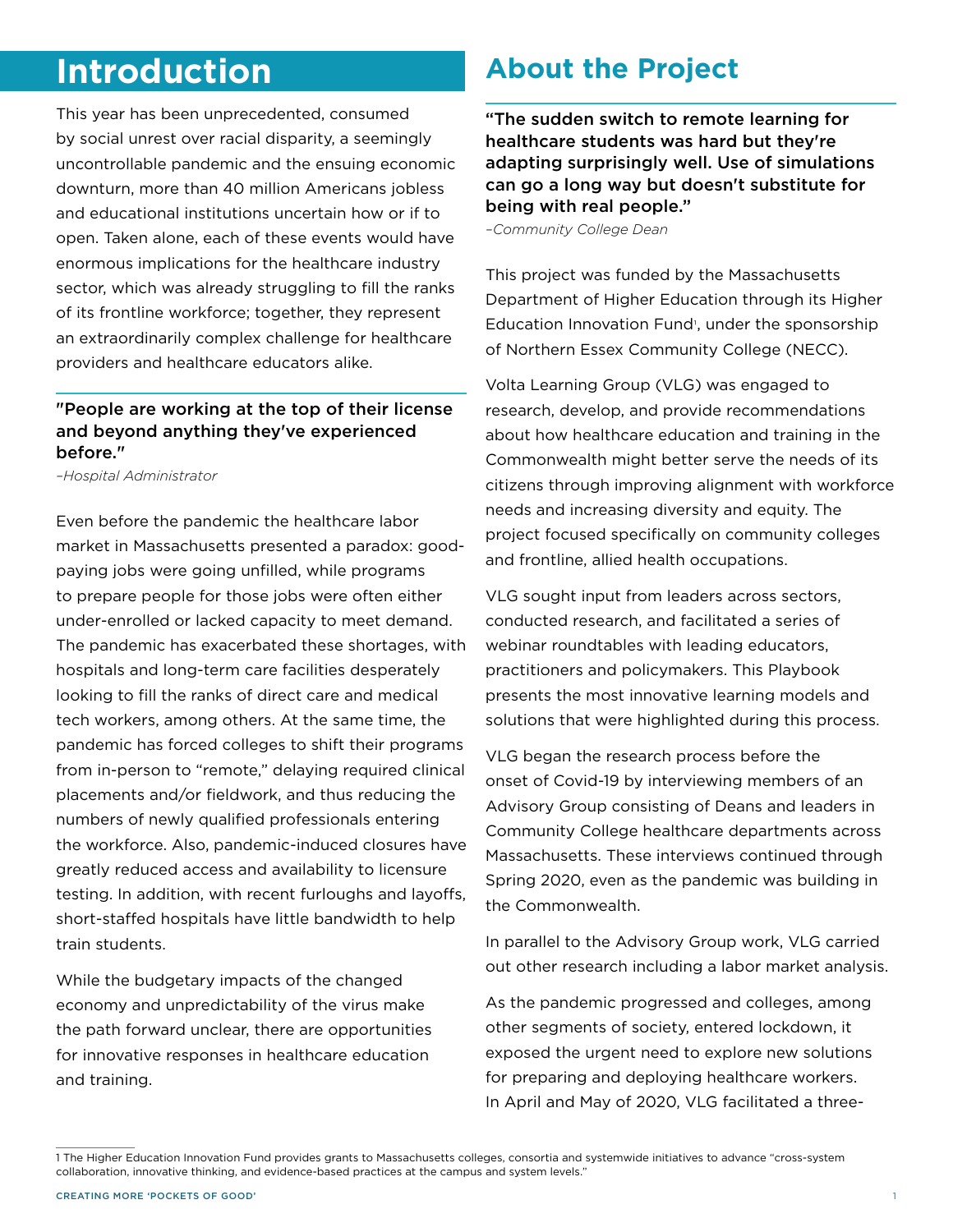# Introduction

This year has been unprecedented, consumed by social unrest over racial disparity, a seemingly uncontrollable pandemic and the ensuing economic downturn, more than 40 million Americans jobless and educational institutions uncertain how or if to open. Taken alone, each of these events would have enormous implications for the healthcare industry sector, which was already struggling to fill the ranks of its frontline workforce; together, they represent an extraordinarily complex challenge for healthcare providers and healthcare educators alike.

**"People are working at the top of their license and beyond anything they've experienced before."**

*–Hospital Administrator*

Even before the pandemic the healthcare labor market in Massachusetts presented a paradox: good-paying jobs were going unfilled, while programs to prepare people for those jobs were often either under-enrolled or lacked capacity to meet demand. The pandemic has exacerbated these shortages, with hospitals and long-term care facilities desperately looking to fill the ranks of direct care and medical tech workers, among others. At the same time, the pandemic has forced colleges to shift their programs from in-person to "remote," delaying required clinical placements and/or fieldwork, and thus reducing the numbers of newly qualified professionals entering the workforce. Also, pandemic-induced closures have greatly reduced access and availability to licensure testing. In addition, with recent furloughs and layoffs, short-staffed hospitals have little bandwidth to help train students.

While the budgetary impacts of the changed economy and unpredictability of the virus make the path forward unclear, there are opportunities for innovative responses in healthcare education and training.

# About the Project

**"The sudden switch to remote learning for healthcare students was hard but they're adapting surprisingly well. Use of simulations can go a long way but doesn't substitute for being with real people."**

*–Community College Dean*

This project was funded by the Massachusetts Department of Higher Education through its Higher Education Innovation Fund[1], under the sponsorship of Northern Essex Community College (NECC).

Volta Learning Group (VLG) was engaged to research, develop, and provide recommendations about how healthcare education and training in the Commonwealth might better serve the needs of its citizens through improving alignment with workforce needs and increasing diversity and equity. The project focused specifically on community colleges and frontline, allied health occupations.

VLG sought input from leaders across sectors, conducted research, and facilitated a series of webinar roundtables with leading educators, practitioners and policymakers. This Playbook presents the most innovative learning models and solutions that were highlighted during this process.

VLG began the research process before the onset of Covid-19 by interviewing members of an Advisory Group consisting of Deans and leaders in Community College healthcare departments across Massachusetts. These interviews continued through Spring 2020, even as the pandemic was building in the Commonwealth.

In parallel to the Advisory Group work, VLG carried out other research including a labor market analysis.

As the pandemic progressed and colleges, among other segments of society, entered lockdown, it exposed the urgent need to explore new solutions for preparing and deploying healthcare workers. In April and May of 2020, VLG facilitated a three-

1 The Higher Education Innovation Fund provides grants to Massachusetts colleges, consortia and systemwide initiatives to advance "cross-system collaboration, innovative thinking, and evidence-based practices at the campus and system levels."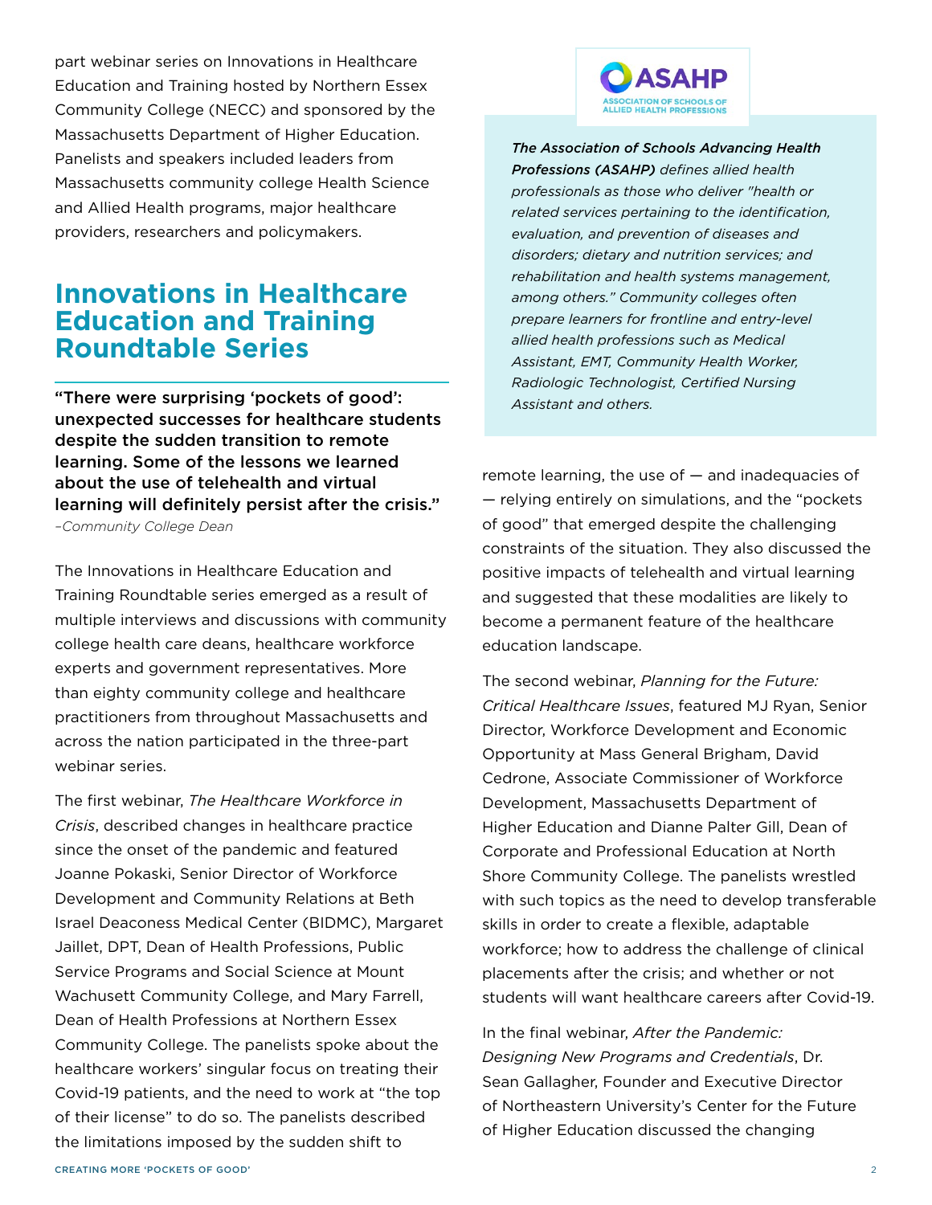part webinar series on Innovations in Healthcare Education and Training hosted by Northern Essex Community College (NECC) and sponsored by the Massachusetts Department of Higher Education. Panelists and speakers included leaders from Massachusetts community college Health Science and Allied Health programs, major healthcare providers, researchers and policymakers.

## Innovations in Healthcare Education and Training Roundtable Series

**"There were surprising 'pockets of good': unexpected successes for healthcare students despite the sudden transition to remote learning. Some of the lessons we learned about the use of telehealth and virtual learning will definitely persist after the crisis."**
*–Community College Dean*

The Innovations in Healthcare Education and Training Roundtable series emerged as a result of multiple interviews and discussions with community college health care deans, healthcare workforce experts and government representatives. More than eighty community college and healthcare practitioners from throughout Massachusetts and across the nation participated in the three-part webinar series.

The first webinar, *The Healthcare Workforce in Crisis*, described changes in healthcare practice since the onset of the pandemic and featured Joanne Pokaski, Senior Director of Workforce Development and Community Relations at Beth Israel Deaconess Medical Center (BIDMC), Margaret Jaillet, DPT, Dean of Health Professions, Public Service Programs and Social Science at Mount Wachusett Community College, and Mary Farrell, Dean of Health Professions at Northern Essex Community College. The panelists spoke about the healthcare workers' singular focus on treating their Covid-19 patients, and the need to work at "the top of their license" to do so. The panelists described the limitations imposed by the sudden shift to remote learning, the use of — and inadequacies of — relying entirely on simulations, and the "pockets of good" that emerged despite the challenging constraints of the situation. They also discussed the positive impacts of telehealth and virtual learning and suggested that these modalities are likely to become a permanent feature of the healthcare education landscape.

The second webinar, *Planning for the Future: Critical Healthcare Issues*, featured MJ Ryan, Senior Director, Workforce Development and Economic Opportunity at Mass General Brigham, David Cedrone, Associate Commissioner of Workforce Development, Massachusetts Department of Higher Education and Dianne Palter Gill, Dean of Corporate and Professional Education at North Shore Community College. The panelists wrestled with such topics as the need to develop transferable skills in order to create a flexible, adaptable workforce; how to address the challenge of clinical placements after the crisis; and whether or not students will want healthcare careers after Covid-19.

In the final webinar, *After the Pandemic: Designing New Programs and Credentials*, Dr. Sean Gallagher, Founder and Executive Director of Northeastern University's Center for the Future of Higher Education discussed the changing

ASAHP
ASSOCIATION OF SCHOOLS OF ALLIED HEALTH PROFESSIONS

***The Association of Schools Advancing Health Professions (ASAHP)*** *defines allied health professionals as those who deliver "health or related services pertaining to the identification, evaluation, and prevention of diseases and disorders; dietary and nutrition services; and rehabilitation and health systems management, among others." Community colleges often prepare learners for frontline and entry-level allied health professions such as Medical Assistant, EMT, Community Health Worker, Radiologic Technologist, Certified Nursing Assistant and others.*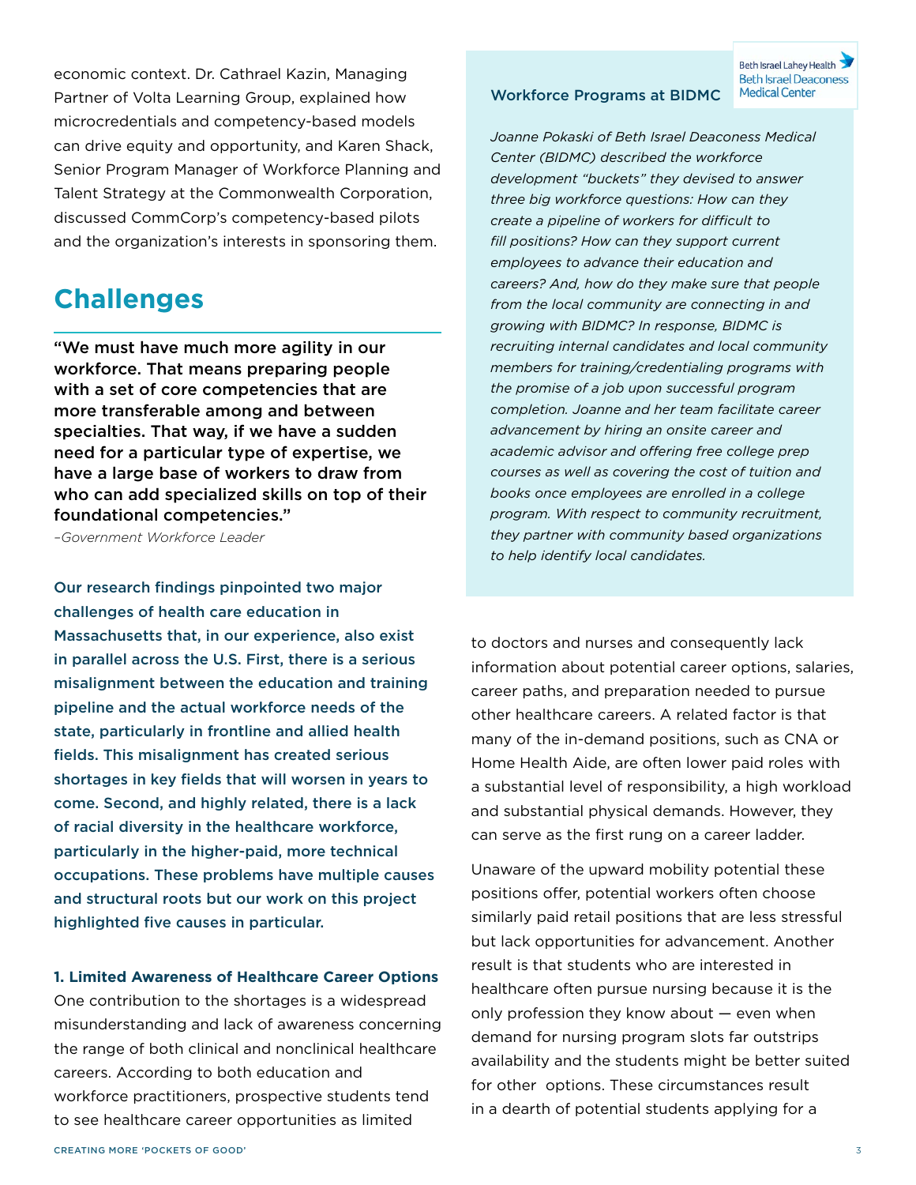economic context. Dr. Cathrael Kazin, Managing Partner of Volta Learning Group, explained how microcredentials and competency-based models can drive equity and opportunity, and Karen Shack, Senior Program Manager of Workforce Planning and Talent Strategy at the Commonwealth Corporation, discussed CommCorp's competency-based pilots and the organization's interests in sponsoring them.

## Challenges

**"We must have much more agility in our workforce. That means preparing people with a set of core competencies that are more transferable among and between specialties. That way, if we have a sudden need for a particular type of expertise, we have a large base of workers to draw from who can add specialized skills on top of their foundational competencies."**

*–Government Workforce Leader*

**Our research findings pinpointed two major challenges of health care education in Massachusetts that, in our experience, also exist in parallel across the U.S. First, there is a serious misalignment between the education and training pipeline and the actual workforce needs of the state, particularly in frontline and allied health fields. This misalignment has created serious shortages in key fields that will worsen in years to come. Second, and highly related, there is a lack of racial diversity in the healthcare workforce, particularly in the higher-paid, more technical occupations. These problems have multiple causes and structural roots but our work on this project highlighted five causes in particular.**

### Workforce Programs at BIDMC

Beth Israel Lahey Health
Beth Israel Deaconess Medical Center

*Joanne Pokaski of Beth Israel Deaconess Medical Center (BIDMC) described the workforce development "buckets" they devised to answer three big workforce questions: How can they create a pipeline of workers for difficult to fill positions? How can they support current employees to advance their education and careers? And, how do they make sure that people from the local community are connecting in and growing with BIDMC? In response, BIDMC is recruiting internal candidates and local community members for training/credentialing programs with the promise of a job upon successful program completion. Joanne and her team facilitate career advancement by hiring an onsite career and academic advisor and offering free college prep courses as well as covering the cost of tuition and books once employees are enrolled in a college program. With respect to community recruitment, they partner with community based organizations to help identify local candidates.*

**1. Limited Awareness of Healthcare Career Options**

One contribution to the shortages is a widespread misunderstanding and lack of awareness concerning the range of both clinical and nonclinical healthcare careers. According to both education and workforce practitioners, prospective students tend to see healthcare career opportunities as limited to doctors and nurses and consequently lack information about potential career options, salaries, career paths, and preparation needed to pursue other healthcare careers. A related factor is that many of the in-demand positions, such as CNA or Home Health Aide, are often lower paid roles with a substantial level of responsibility, a high workload and substantial physical demands. However, they can serve as the first rung on a career ladder.

Unaware of the upward mobility potential these positions offer, potential workers often choose similarly paid retail positions that are less stressful but lack opportunities for advancement. Another result is that students who are interested in healthcare often pursue nursing because it is the only profession they know about — even when demand for nursing program slots far outstrips availability and the students might be better suited for other options. These circumstances result in a dearth of potential students applying for a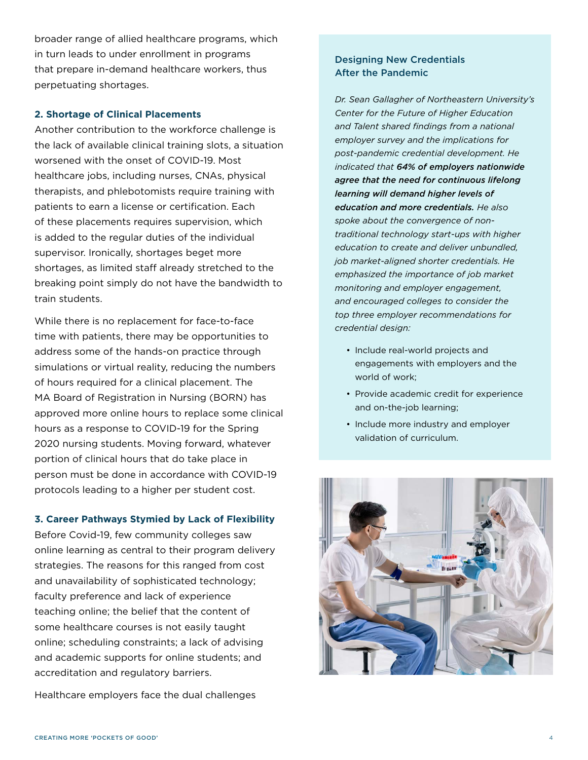broader range of allied healthcare programs, which in turn leads to under enrollment in programs that prepare in-demand healthcare workers, thus perpetuating shortages.

### 2. Shortage of Clinical Placements

Another contribution to the workforce challenge is the lack of available clinical training slots, a situation worsened with the onset of COVID-19. Most healthcare jobs, including nurses, CNAs, physical therapists, and phlebotomists require training with patients to earn a license or certification. Each of these placements requires supervision, which is added to the regular duties of the individual supervisor. Ironically, shortages beget more shortages, as limited staff already stretched to the breaking point simply do not have the bandwidth to train students.

While there is no replacement for face-to-face time with patients, there may be opportunities to address some of the hands-on practice through simulations or virtual reality, reducing the numbers of hours required for a clinical placement. The MA Board of Registration in Nursing (BORN) has approved more online hours to replace some clinical hours as a response to COVID-19 for the Spring 2020 nursing students. Moving forward, whatever portion of clinical hours that do take place in person must be done in accordance with COVID-19 protocols leading to a higher per student cost.

### 3. Career Pathways Stymied by Lack of Flexibility

Before Covid-19, few community colleges saw online learning as central to their program delivery strategies. The reasons for this ranged from cost and unavailability of sophisticated technology; faculty preference and lack of experience teaching online; the belief that the content of some healthcare courses is not easily taught online; scheduling constraints; a lack of advising and academic supports for online students; and accreditation and regulatory barriers.

Healthcare employers face the dual challenges

### Designing New Credentials After the Pandemic

*Dr. Sean Gallagher of Northeastern University's Center for the Future of Higher Education and Talent shared findings from a national employer survey and the implications for post-pandemic credential development. He indicated that* ***64% of employers nationwide agree that the need for continuous lifelong learning will demand higher levels of education and more credentials.*** *He also spoke about the convergence of non-traditional technology start-ups with higher education to create and deliver unbundled, job market-aligned shorter credentials. He emphasized the importance of job market monitoring and employer engagement, and encouraged colleges to consider the top three employer recommendations for credential design:*

- Include real-world projects and engagements with employers and the world of work;
- Provide academic credit for experience and on-the-job learning;
- Include more industry and employer validation of curriculum.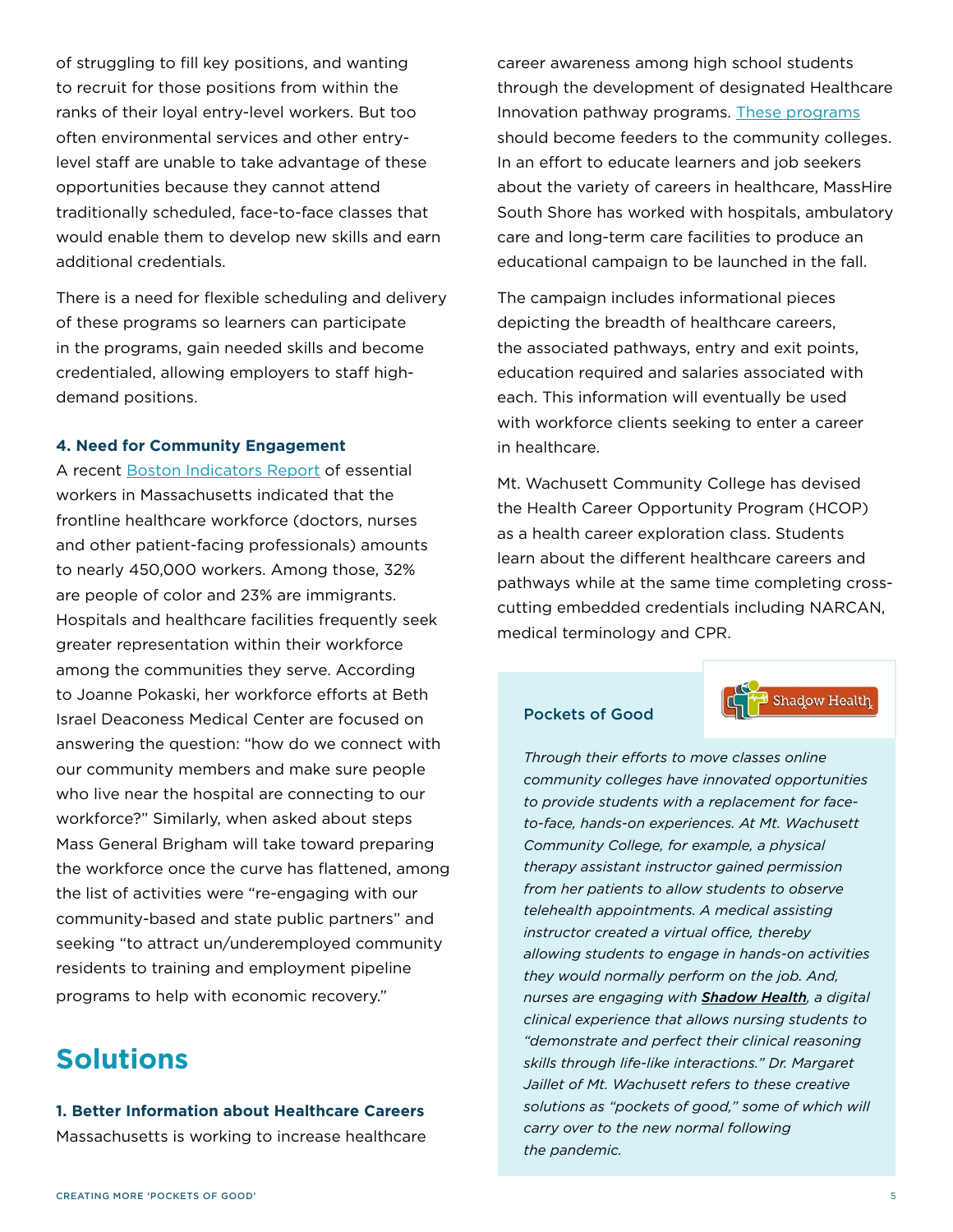of struggling to fill key positions, and wanting to recruit for those positions from within the ranks of their loyal entry-level workers. But too often environmental services and other entry-level staff are unable to take advantage of these opportunities because they cannot attend traditionally scheduled, face-to-face classes that would enable them to develop new skills and earn additional credentials.

There is a need for flexible scheduling and delivery of these programs so learners can participate in the programs, gain needed skills and become credentialed, allowing employers to staff high-demand positions.

#### 4. Need for Community Engagement

A recent Boston Indicators Report of essential workers in Massachusetts indicated that the frontline healthcare workforce (doctors, nurses and other patient-facing professionals) amounts to nearly 450,000 workers. Among those, 32% are people of color and 23% are immigrants. Hospitals and healthcare facilities frequently seek greater representation within their workforce among the communities they serve. According to Joanne Pokaski, her workforce efforts at Beth Israel Deaconess Medical Center are focused on answering the question: "how do we connect with our community members and make sure people who live near the hospital are connecting to our workforce?" Similarly, when asked about steps Mass General Brigham will take toward preparing the workforce once the curve has flattened, among the list of activities were "re-engaging with our community-based and state public partners" and seeking "to attract un/underemployed community residents to training and employment pipeline programs to help with economic recovery."

## Solutions

#### 1. Better Information about Healthcare Careers

Massachusetts is working to increase healthcare career awareness among high school students through the development of designated Healthcare Innovation pathway programs. These programs should become feeders to the community colleges. In an effort to educate learners and job seekers about the variety of careers in healthcare, MassHire South Shore has worked with hospitals, ambulatory care and long-term care facilities to produce an educational campaign to be launched in the fall.

The campaign includes informational pieces depicting the breadth of healthcare careers, the associated pathways, entry and exit points, education required and salaries associated with each. This information will eventually be used with workforce clients seeking to enter a career in healthcare.

Mt. Wachusett Community College has devised the Health Career Opportunity Program (HCOP) as a health career exploration class. Students learn about the different healthcare careers and pathways while at the same time completing cross-cutting embedded credentials including NARCAN, medical terminology and CPR.

#### Pockets of Good

*Through their efforts to move classes online community colleges have innovated opportunities to provide students with a replacement for face-to-face, hands-on experiences. At Mt. Wachusett Community College, for example, a physical therapy assistant instructor gained permission from her patients to allow students to observe telehealth appointments. A medical assisting instructor created a virtual office, thereby allowing students to engage in hands-on activities they would normally perform on the job. And, nurses are engaging with* ***Shadow Health****, a digital clinical experience that allows nursing students to "demonstrate and perfect their clinical reasoning skills through life-like interactions." Dr. Margaret Jaillet of Mt. Wachusett refers to these creative solutions as "pockets of good," some of which will carry over to the new normal following the pandemic.*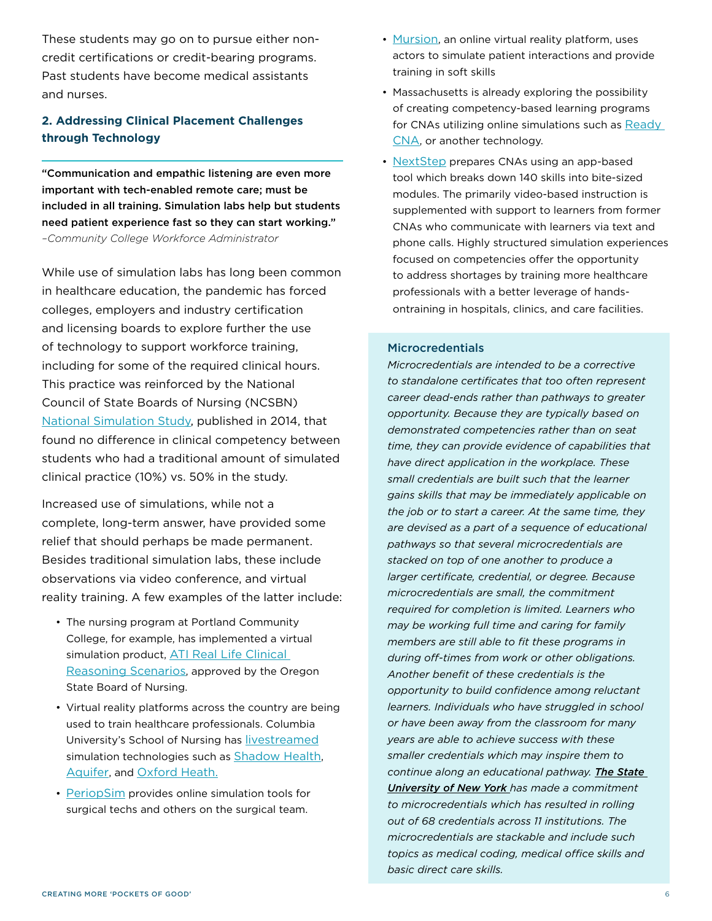These students may go on to pursue either non-credit certifications or credit-bearing programs. Past students have become medical assistants and nurses.

### 2. Addressing Clinical Placement Challenges through Technology

**"Communication and empathic listening are even more important with tech-enabled remote care; must be included in all training. Simulation labs help but students need patient experience fast so they can start working."**
*–Community College Workforce Administrator*

While use of simulation labs has long been common in healthcare education, the pandemic has forced colleges, employers and industry certification and licensing boards to explore further the use of technology to support workforce training, including for some of the required clinical hours. This practice was reinforced by the National Council of State Boards of Nursing (NCSBN) National Simulation Study, published in 2014, that found no difference in clinical competency between students who had a traditional amount of simulated clinical practice (10%) vs. 50% in the study.

Increased use of simulations, while not a complete, long-term answer, have provided some relief that should perhaps be made permanent. Besides traditional simulation labs, these include observations via video conference, and virtual reality training. A few examples of the latter include:

- The nursing program at Portland Community College, for example, has implemented a virtual simulation product, ATI Real Life Clinical Reasoning Scenarios, approved by the Oregon State Board of Nursing.
- Virtual reality platforms across the country are being used to train healthcare professionals. Columbia University's School of Nursing has livestreamed simulation technologies such as Shadow Health, Aquifer, and Oxford Heath.
- PeriopSim provides online simulation tools for surgical techs and others on the surgical team.
- Mursion, an online virtual reality platform, uses actors to simulate patient interactions and provide training in soft skills
- Massachusetts is already exploring the possibility of creating competency-based learning programs for CNAs utilizing online simulations such as Ready CNA, or another technology.
- NextStep prepares CNAs using an app-based tool which breaks down 140 skills into bite-sized modules. The primarily video-based instruction is supplemented with support to learners from former CNAs who communicate with learners via text and phone calls. Highly structured simulation experiences focused on competencies offer the opportunity to address shortages by training more healthcare professionals with a better leverage of hands-ontraining in hospitals, clinics, and care facilities.

#### Microcredentials

*Microcredentials are intended to be a corrective to standalone certificates that too often represent career dead-ends rather than pathways to greater opportunity. Because they are typically based on demonstrated competencies rather than on seat time, they can provide evidence of capabilities that have direct application in the workplace. These small credentials are built such that the learner gains skills that may be immediately applicable on the job or to start a career. At the same time, they are devised as a part of a sequence of educational pathways so that several microcredentials are stacked on top of one another to produce a larger certificate, credential, or degree. Because microcredentials are small, the commitment required for completion is limited. Learners who may be working full time and caring for family members are still able to fit these programs in during off-times from work or other obligations. Another benefit of these credentials is the opportunity to build confidence among reluctant learners. Individuals who have struggled in school or have been away from the classroom for many years are able to achieve success with these smaller credentials which may inspire them to continue along an educational pathway.* ***The State University of New York*** *has made a commitment to microcredentials which has resulted in rolling out of 68 credentials across 11 institutions. The microcredentials are stackable and include such topics as medical coding, medical office skills and basic direct care skills.*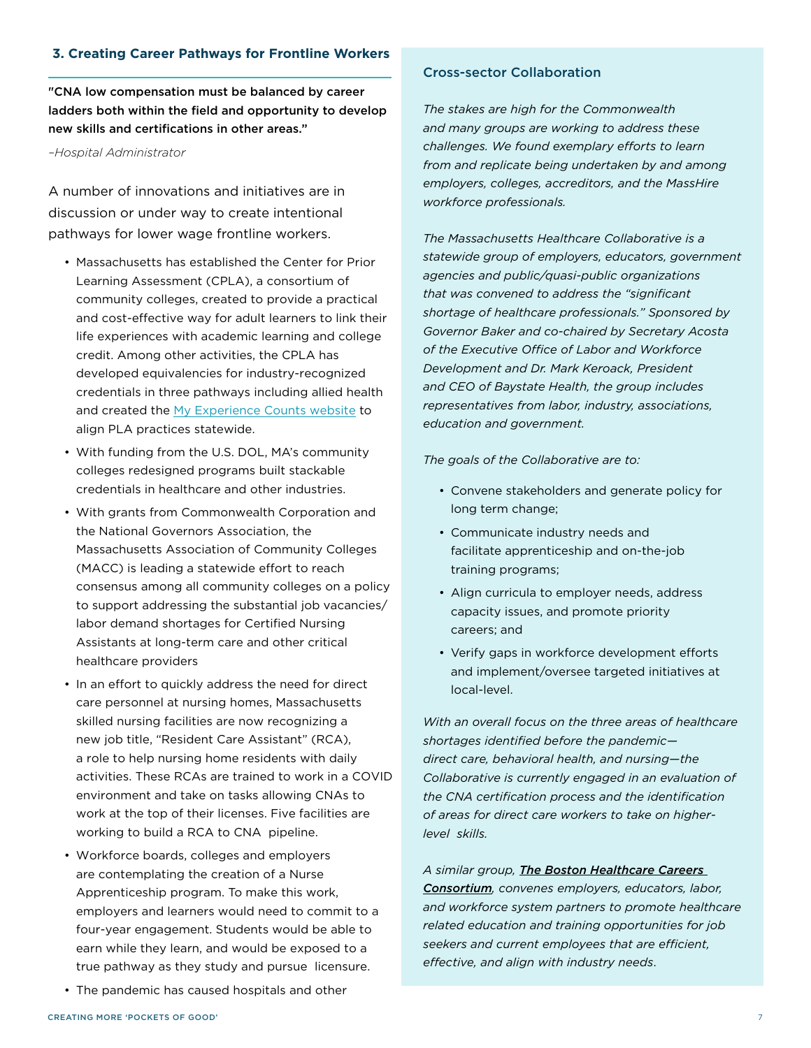### 3. Creating Career Pathways for Frontline Workers

**"CNA low compensation must be balanced by career ladders both within the field and opportunity to develop new skills and certifications in other areas."**

*–Hospital Administrator*

A number of innovations and initiatives are in discussion or under way to create intentional pathways for lower wage frontline workers.

- Massachusetts has established the Center for Prior Learning Assessment (CPLA), a consortium of community colleges, created to provide a practical and cost-effective way for adult learners to link their life experiences with academic learning and college credit. Among other activities, the CPLA has developed equivalencies for industry-recognized credentials in three pathways including allied health and created the My Experience Counts website to align PLA practices statewide.
- With funding from the U.S. DOL, MA's community colleges redesigned programs built stackable credentials in healthcare and other industries.
- With grants from Commonwealth Corporation and the National Governors Association, the Massachusetts Association of Community Colleges (MACC) is leading a statewide effort to reach consensus among all community colleges on a policy to support addressing the substantial job vacancies/labor demand shortages for Certified Nursing Assistants at long-term care and other critical healthcare providers
- In an effort to quickly address the need for direct care personnel at nursing homes, Massachusetts skilled nursing facilities are now recognizing a new job title, "Resident Care Assistant" (RCA), a role to help nursing home residents with daily activities. These RCAs are trained to work in a COVID environment and take on tasks allowing CNAs to work at the top of their licenses. Five facilities are working to build a RCA to CNA pipeline.
- Workforce boards, colleges and employers are contemplating the creation of a Nurse Apprenticeship program. To make this work, employers and learners would need to commit to a four-year engagement. Students would be able to earn while they learn, and would be exposed to a true pathway as they study and pursue licensure.
- The pandemic has caused hospitals and other

#### Cross-sector Collaboration

*The stakes are high for the Commonwealth and many groups are working to address these challenges. We found exemplary efforts to learn from and replicate being undertaken by and among employers, colleges, accreditors, and the MassHire workforce professionals.*

*The Massachusetts Healthcare Collaborative is a statewide group of employers, educators, government agencies and public/quasi-public organizations that was convened to address the "significant shortage of healthcare professionals." Sponsored by Governor Baker and co-chaired by Secretary Acosta of the Executive Office of Labor and Workforce Development and Dr. Mark Keroack, President and CEO of Baystate Health, the group includes representatives from labor, industry, associations, education and government.*

*The goals of the Collaborative are to:*

- *Convene stakeholders and generate policy for long term change;*
- *Communicate industry needs and facilitate apprenticeship and on-the-job training programs;*
- *Align curricula to employer needs, address capacity issues, and promote priority careers; and*
- *Verify gaps in workforce development efforts and implement/oversee targeted initiatives at local-level.*

*With an overall focus on the three areas of healthcare shortages identified before the pandemic—direct care, behavioral health, and nursing—the Collaborative is currently engaged in an evaluation of the CNA certification process and the identification of areas for direct care workers to take on higher-level skills.*

*A similar group, **The Boston Healthcare Careers Consortium**, convenes employers, educators, labor, and workforce system partners to promote healthcare related education and training opportunities for job seekers and current employees that are efficient, effective, and align with industry needs.*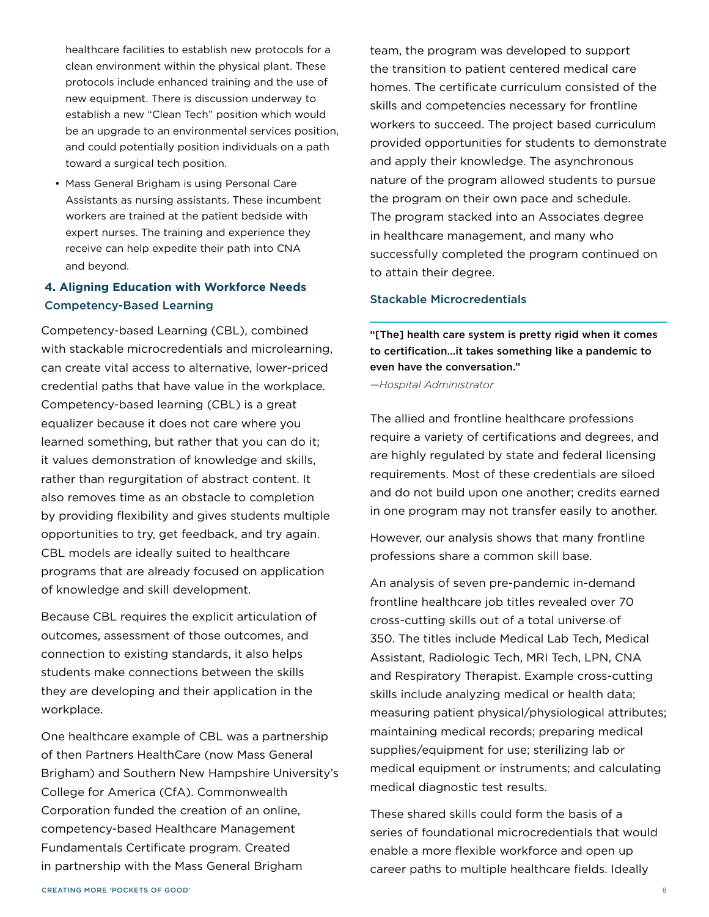healthcare facilities to establish new protocols for a clean environment within the physical plant. These protocols include enhanced training and the use of new equipment. There is discussion underway to establish a new "Clean Tech" position which would be an upgrade to an environmental services position, and could potentially position individuals on a path toward a surgical tech position.

- Mass General Brigham is using Personal Care Assistants as nursing assistants. These incumbent workers are trained at the patient bedside with expert nurses. The training and experience they receive can help expedite their path into CNA and beyond.

## 4. Aligning Education with Workforce Needs

### Competency-Based Learning

Competency-based Learning (CBL), combined with stackable microcredentials and microlearning, can create vital access to alternative, lower-priced credential paths that have value in the workplace. Competency-based learning (CBL) is a great equalizer because it does not care where you learned something, but rather that you can do it; it values demonstration of knowledge and skills, rather than regurgitation of abstract content. It also removes time as an obstacle to completion by providing flexibility and gives students multiple opportunities to try, get feedback, and try again. CBL models are ideally suited to healthcare programs that are already focused on application of knowledge and skill development.

Because CBL requires the explicit articulation of outcomes, assessment of those outcomes, and connection to existing standards, it also helps students make connections between the skills they are developing and their application in the workplace.

One healthcare example of CBL was a partnership of then Partners HealthCare (now Mass General Brigham) and Southern New Hampshire University's College for America (CfA). Commonwealth Corporation funded the creation of an online, competency-based Healthcare Management Fundamentals Certificate program. Created in partnership with the Mass General Brigham team, the program was developed to support the transition to patient centered medical care homes. The certificate curriculum consisted of the skills and competencies necessary for frontline workers to succeed. The project based curriculum provided opportunities for students to demonstrate and apply their knowledge. The asynchronous nature of the program allowed students to pursue the program on their own pace and schedule. The program stacked into an Associates degree in healthcare management, and many who successfully completed the program continued on to attain their degree.

### Stackable Microcredentials

**"[The] health care system is pretty rigid when it comes to certification…it takes something like a pandemic to even have the conversation."**

*—Hospital Administrator*

The allied and frontline healthcare professions require a variety of certifications and degrees, and are highly regulated by state and federal licensing requirements. Most of these credentials are siloed and do not build upon one another; credits earned in one program may not transfer easily to another.

However, our analysis shows that many frontline professions share a common skill base.

An analysis of seven pre-pandemic in-demand frontline healthcare job titles revealed over 70 cross-cutting skills out of a total universe of 350. The titles include Medical Lab Tech, Medical Assistant, Radiologic Tech, MRI Tech, LPN, CNA and Respiratory Therapist. Example cross-cutting skills include analyzing medical or health data; measuring patient physical/physiological attributes; maintaining medical records; preparing medical supplies/equipment for use; sterilizing lab or medical equipment or instruments; and calculating medical diagnostic test results.

These shared skills could form the basis of a series of foundational microcredentials that would enable a more flexible workforce and open up career paths to multiple healthcare fields. Ideally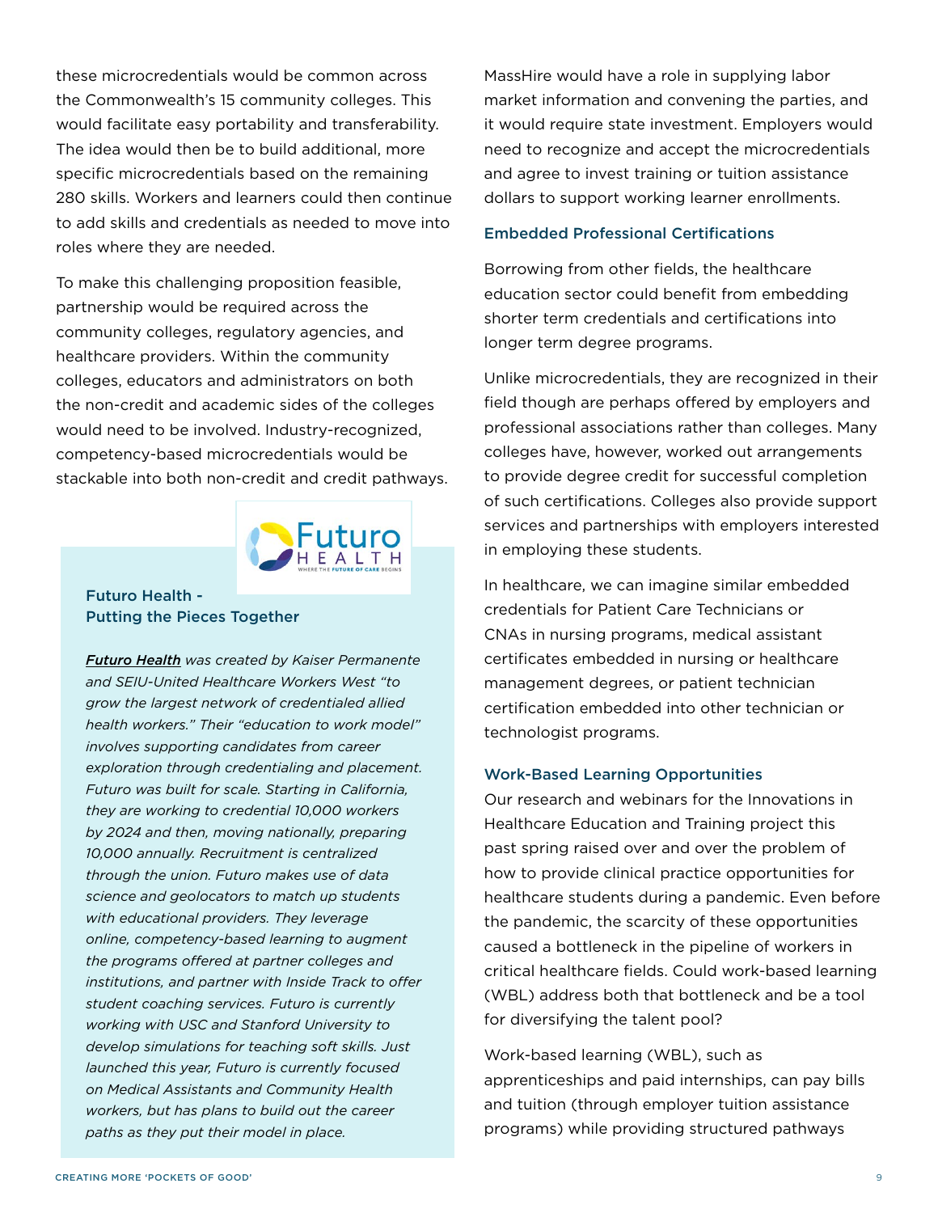these microcredentials would be common across the Commonwealth's 15 community colleges. This would facilitate easy portability and transferability. The idea would then be to build additional, more specific microcredentials based on the remaining 280 skills. Workers and learners could then continue to add skills and credentials as needed to move into roles where they are needed.

To make this challenging proposition feasible, partnership would be required across the community colleges, regulatory agencies, and healthcare providers. Within the community colleges, educators and administrators on both the non-credit and academic sides of the colleges would need to be involved. Industry-recognized, competency-based microcredentials would be stackable into both non-credit and credit pathways.

### Futuro Health - Putting the Pieces Together

*__Futuro Health__ was created by Kaiser Permanente and SEIU-United Healthcare Workers West "to grow the largest network of credentialed allied health workers." Their "education to work model" involves supporting candidates from career exploration through credentialing and placement. Futuro was built for scale. Starting in California, they are working to credential 10,000 workers by 2024 and then, moving nationally, preparing 10,000 annually. Recruitment is centralized through the union. Futuro makes use of data science and geolocators to match up students with educational providers. They leverage online, competency-based learning to augment the programs offered at partner colleges and institutions, and partner with Inside Track to offer student coaching services. Futuro is currently working with USC and Stanford University to develop simulations for teaching soft skills. Just launched this year, Futuro is currently focused on Medical Assistants and Community Health workers, but has plans to build out the career paths as they put their model in place.*

MassHire would have a role in supplying labor market information and convening the parties, and it would require state investment. Employers would need to recognize and accept the microcredentials and agree to invest training or tuition assistance dollars to support working learner enrollments.

### Embedded Professional Certifications

Borrowing from other fields, the healthcare education sector could benefit from embedding shorter term credentials and certifications into longer term degree programs.

Unlike microcredentials, they are recognized in their field though are perhaps offered by employers and professional associations rather than colleges. Many colleges have, however, worked out arrangements to provide degree credit for successful completion of such certifications. Colleges also provide support services and partnerships with employers interested in employing these students.

In healthcare, we can imagine similar embedded credentials for Patient Care Technicians or CNAs in nursing programs, medical assistant certificates embedded in nursing or healthcare management degrees, or patient technician certification embedded into other technician or technologist programs.

### Work-Based Learning Opportunities

Our research and webinars for the Innovations in Healthcare Education and Training project this past spring raised over and over the problem of how to provide clinical practice opportunities for healthcare students during a pandemic. Even before the pandemic, the scarcity of these opportunities caused a bottleneck in the pipeline of workers in critical healthcare fields. Could work-based learning (WBL) address both that bottleneck and be a tool for diversifying the talent pool?

Work-based learning (WBL), such as apprenticeships and paid internships, can pay bills and tuition (through employer tuition assistance programs) while providing structured pathways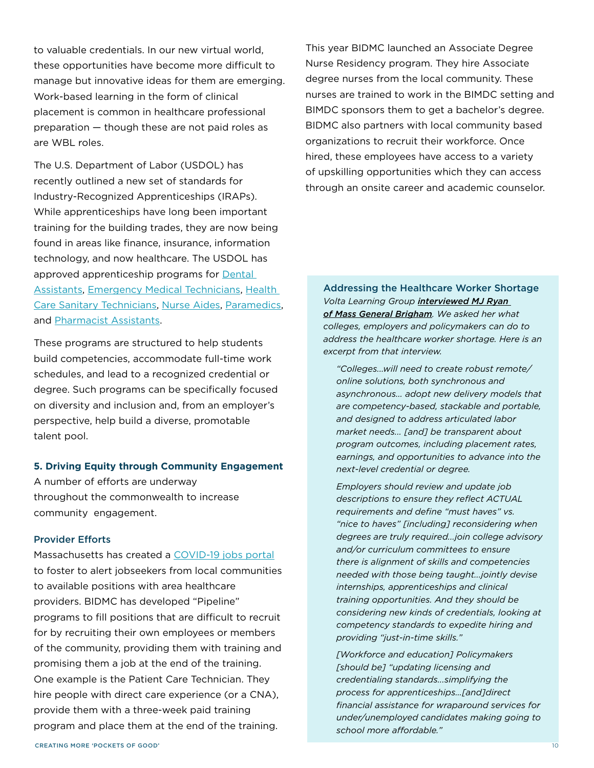to valuable credentials. In our new virtual world, these opportunities have become more difficult to manage but innovative ideas for them are emerging. Work-based learning in the form of clinical placement is common in healthcare professional preparation — though these are not paid roles as are WBL roles.

The U.S. Department of Labor (USDOL) has recently outlined a new set of standards for Industry-Recognized Apprenticeships (IRAPs). While apprenticeships have long been important training for the building trades, they are now being found in areas like finance, insurance, information technology, and now healthcare. The USDOL has approved apprenticeship programs for Dental Assistants, Emergency Medical Technicians, Health Care Sanitary Technicians, Nurse Aides, Paramedics, and Pharmacist Assistants.

These programs are structured to help students build competencies, accommodate full-time work schedules, and lead to a recognized credential or degree. Such programs can be specifically focused on diversity and inclusion and, from an employer's perspective, help build a diverse, promotable talent pool.

### 5. Driving Equity through Community Engagement

A number of efforts are underway throughout the commonwealth to increase community engagement.

#### Provider Efforts

Massachusetts has created a COVID-19 jobs portal to foster to alert jobseekers from local communities to available positions with area healthcare providers. BIDMC has developed "Pipeline" programs to fill positions that are difficult to recruit for by recruiting their own employees or members of the community, providing them with training and promising them a job at the end of the training. One example is the Patient Care Technician. They hire people with direct care experience (or a CNA), provide them with a three-week paid training program and place them at the end of the training.

This year BIDMC launched an Associate Degree Nurse Residency program. They hire Associate degree nurses from the local community. These nurses are trained to work in the BIMDC setting and BIMDC sponsors them to get a bachelor's degree. BIDMC also partners with local community based organizations to recruit their workforce. Once hired, these employees have access to a variety of upskilling opportunities which they can access through an onsite career and academic counselor.

#### Addressing the Healthcare Worker Shortage

*Volta Learning Group **interviewed MJ Ryan of Mass General Brigham**. We asked her what colleges, employers and policymakers can do to address the healthcare worker shortage. Here is an excerpt from that interview.*

> *"Colleges…will need to create robust remote/online solutions, both synchronous and asynchronous… adopt new delivery models that are competency-based, stackable and portable, and designed to address articulated labor market needs… [and] be transparent about program outcomes, including placement rates, earnings, and opportunities to advance into the next-level credential or degree.*
>
> *Employers should review and update job descriptions to ensure they reflect ACTUAL requirements and define "must haves" vs. "nice to haves" [including] reconsidering when degrees are truly required…join college advisory and/or curriculum committees to ensure there is alignment of skills and competencies needed with those being taught…jointly devise internships, apprenticeships and clinical training opportunities. And they should be considering new kinds of credentials, looking at competency standards to expedite hiring and providing "just-in-time skills."*
>
> *[Workforce and education] Policymakers [should be] "updating licensing and credentialing standards…simplifying the process for apprenticeships…[and]direct financial assistance for wraparound services for under/unemployed candidates making going to school more affordable."*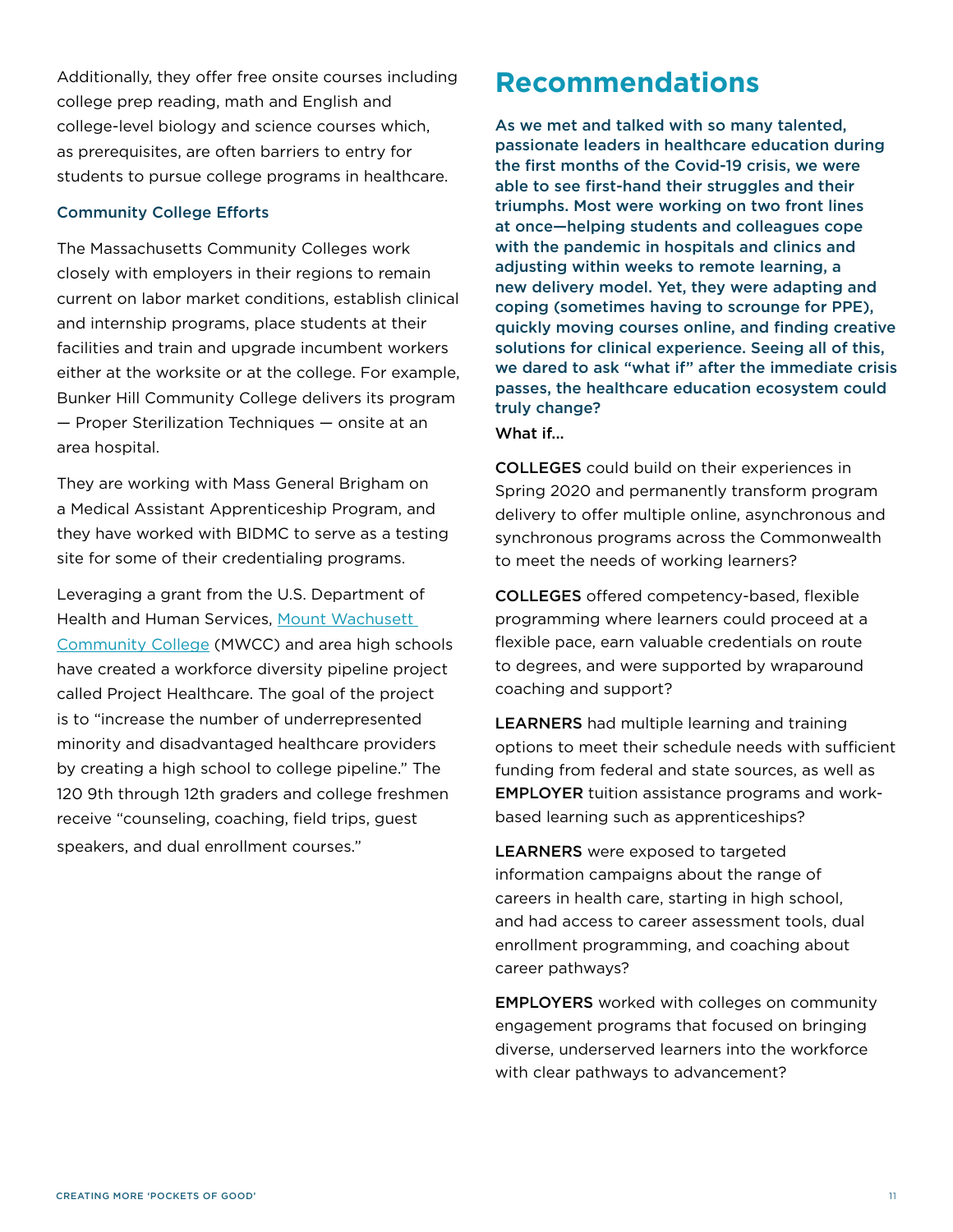Additionally, they offer free onsite courses including college prep reading, math and English and college-level biology and science courses which, as prerequisites, are often barriers to entry for students to pursue college programs in healthcare.

### Community College Efforts

The Massachusetts Community Colleges work closely with employers in their regions to remain current on labor market conditions, establish clinical and internship programs, place students at their facilities and train and upgrade incumbent workers either at the worksite or at the college. For example, Bunker Hill Community College delivers its program — Proper Sterilization Techniques — onsite at an area hospital.

They are working with Mass General Brigham on a Medical Assistant Apprenticeship Program, and they have worked with BIDMC to serve as a testing site for some of their credentialing programs.

Leveraging a grant from the U.S. Department of Health and Human Services, Mount Wachusett Community College (MWCC) and area high schools have created a workforce diversity pipeline project called Project Healthcare. The goal of the project is to "increase the number of underrepresented minority and disadvantaged healthcare providers by creating a high school to college pipeline." The 120 9th through 12th graders and college freshmen receive "counseling, coaching, field trips, guest speakers, and dual enrollment courses."

## Recommendations

**As we met and talked with so many talented, passionate leaders in healthcare education during the first months of the Covid-19 crisis, we were able to see first-hand their struggles and their triumphs. Most were working on two front lines at once—helping students and colleagues cope with the pandemic in hospitals and clinics and adjusting within weeks to remote learning, a new delivery model. Yet, they were adapting and coping (sometimes having to scrounge for PPE), quickly moving courses online, and finding creative solutions for clinical experience. Seeing all of this, we dared to ask "what if" after the immediate crisis passes, the healthcare education ecosystem could truly change?**

What if...

COLLEGES could build on their experiences in Spring 2020 and permanently transform program delivery to offer multiple online, asynchronous and synchronous programs across the Commonwealth to meet the needs of working learners?

COLLEGES offered competency-based, flexible programming where learners could proceed at a flexible pace, earn valuable credentials on route to degrees, and were supported by wraparound coaching and support?

LEARNERS had multiple learning and training options to meet their schedule needs with sufficient funding from federal and state sources, as well as EMPLOYER tuition assistance programs and work-based learning such as apprenticeships?

LEARNERS were exposed to targeted information campaigns about the range of careers in health care, starting in high school, and had access to career assessment tools, dual enrollment programming, and coaching about career pathways?

EMPLOYERS worked with colleges on community engagement programs that focused on bringing diverse, underserved learners into the workforce with clear pathways to advancement?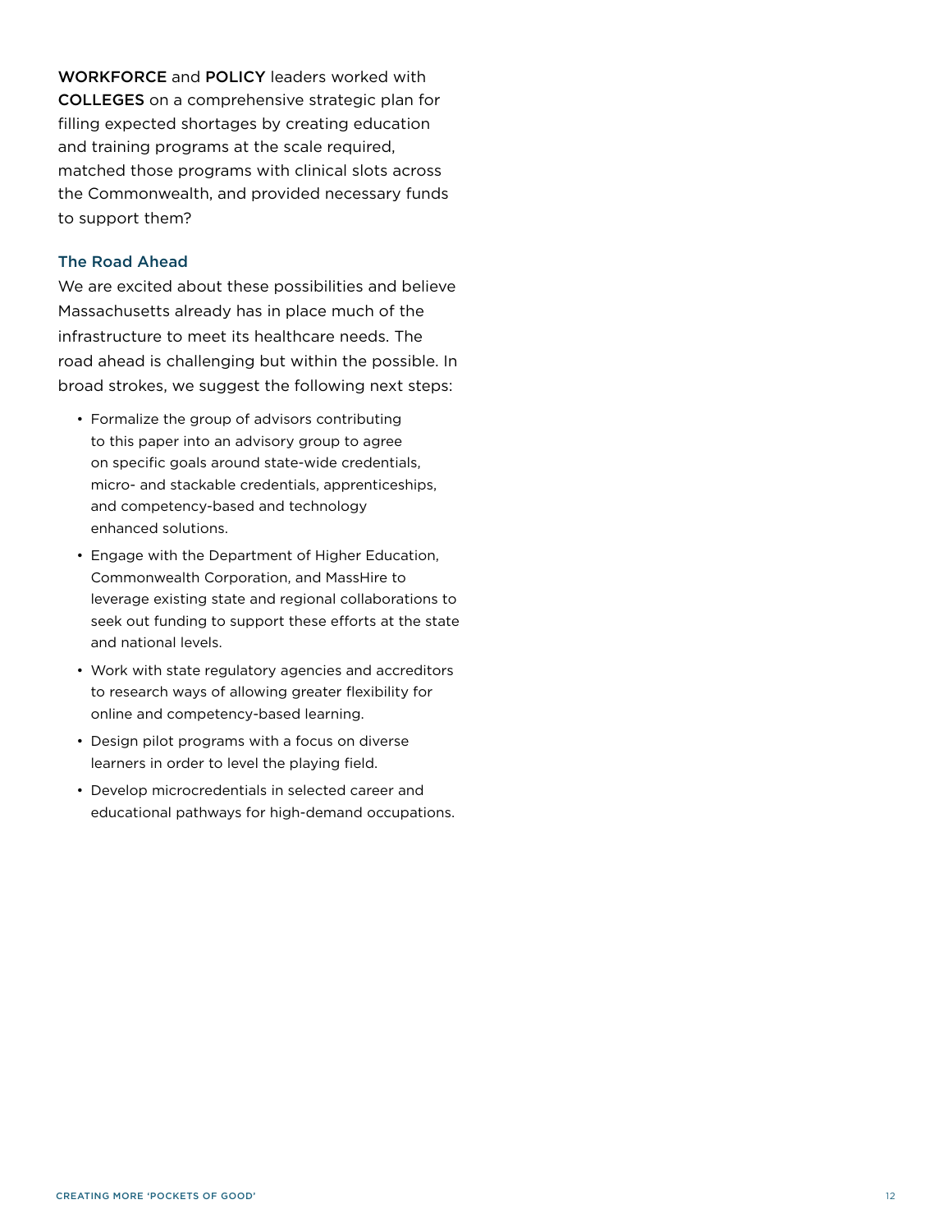WORKFORCE and POLICY leaders worked with COLLEGES on a comprehensive strategic plan for filling expected shortages by creating education and training programs at the scale required, matched those programs with clinical slots across the Commonwealth, and provided necessary funds to support them?

### The Road Ahead

We are excited about these possibilities and believe Massachusetts already has in place much of the infrastructure to meet its healthcare needs. The road ahead is challenging but within the possible. In broad strokes, we suggest the following next steps:

- Formalize the group of advisors contributing to this paper into an advisory group to agree on specific goals around state-wide credentials, micro- and stackable credentials, apprenticeships, and competency-based and technology enhanced solutions.
- Engage with the Department of Higher Education, Commonwealth Corporation, and MassHire to leverage existing state and regional collaborations to seek out funding to support these efforts at the state and national levels.
- Work with state regulatory agencies and accreditors to research ways of allowing greater flexibility for online and competency-based learning.
- Design pilot programs with a focus on diverse learners in order to level the playing field.
- Develop microcredentials in selected career and educational pathways for high-demand occupations.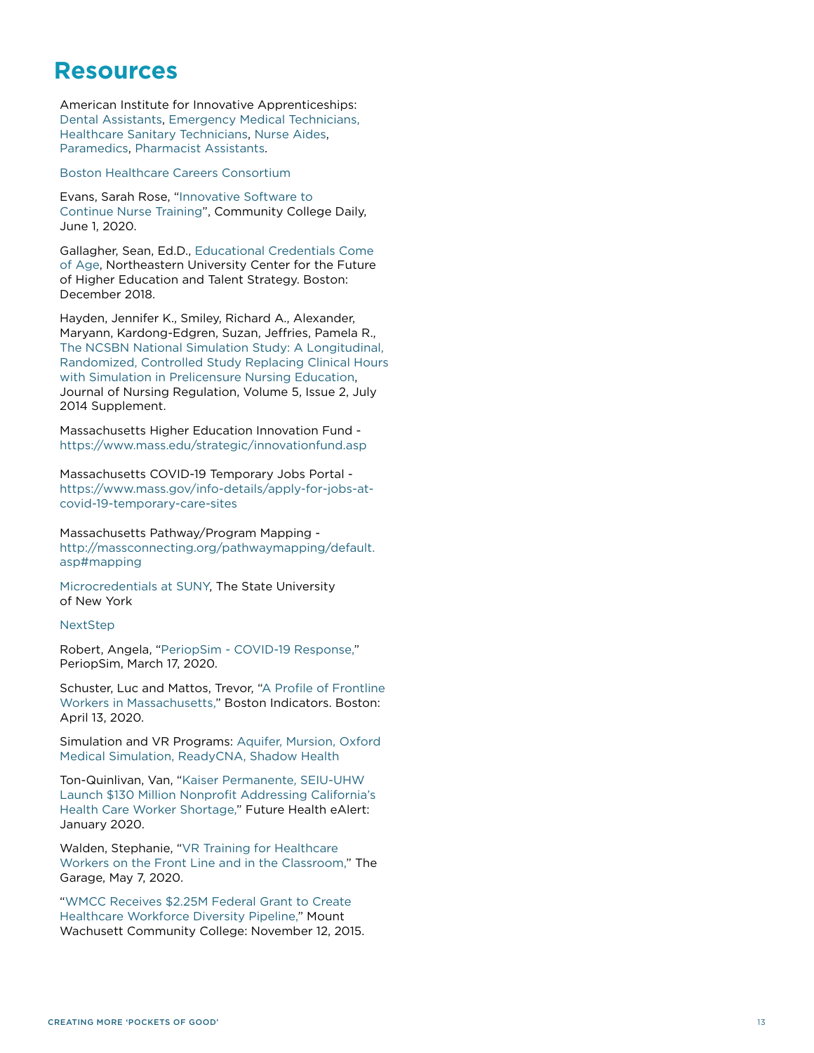# Resources

American Institute for Innovative Apprenticeships: Dental Assistants, Emergency Medical Technicians, Healthcare Sanitary Technicians, Nurse Aides, Paramedics, Pharmacist Assistants.

Boston Healthcare Careers Consortium

Evans, Sarah Rose, "Innovative Software to Continue Nurse Training", Community College Daily, June 1, 2020.

Gallagher, Sean, Ed.D., Educational Credentials Come of Age, Northeastern University Center for the Future of Higher Education and Talent Strategy. Boston: December 2018.

Hayden, Jennifer K., Smiley, Richard A., Alexander, Maryann, Kardong-Edgren, Suzan, Jeffries, Pamela R., The NCSBN National Simulation Study: A Longitudinal, Randomized, Controlled Study Replacing Clinical Hours with Simulation in Prelicensure Nursing Education, Journal of Nursing Regulation, Volume 5, Issue 2, July 2014 Supplement.

Massachusetts Higher Education Innovation Fund - https://www.mass.edu/strategic/innovationfund.asp

Massachusetts COVID-19 Temporary Jobs Portal - https://www.mass.gov/info-details/apply-for-jobs-at-covid-19-temporary-care-sites

Massachusetts Pathway/Program Mapping - http://massconnecting.org/pathwaymapping/default.asp#mapping

Microcredentials at SUNY, The State University of New York

NextStep

Robert, Angela, "PeriopSim - COVID-19 Response," PeriopSim, March 17, 2020.

Schuster, Luc and Mattos, Trevor, "A Profile of Frontline Workers in Massachusetts," Boston Indicators. Boston: April 13, 2020.

Simulation and VR Programs: Aquifer, Mursion, Oxford Medical Simulation, ReadyCNA, Shadow Health

Ton-Quinlivan, Van, "Kaiser Permanente, SEIU-UHW Launch $130 Million Nonprofit Addressing California's Health Care Worker Shortage," Future Health eAlert: January 2020.

Walden, Stephanie, "VR Training for Healthcare Workers on the Front Line and in the Classroom," The Garage, May 7, 2020.

"WMCC Receives $2.25M Federal Grant to Create Healthcare Workforce Diversity Pipeline," Mount Wachusett Community College: November 12, 2015.